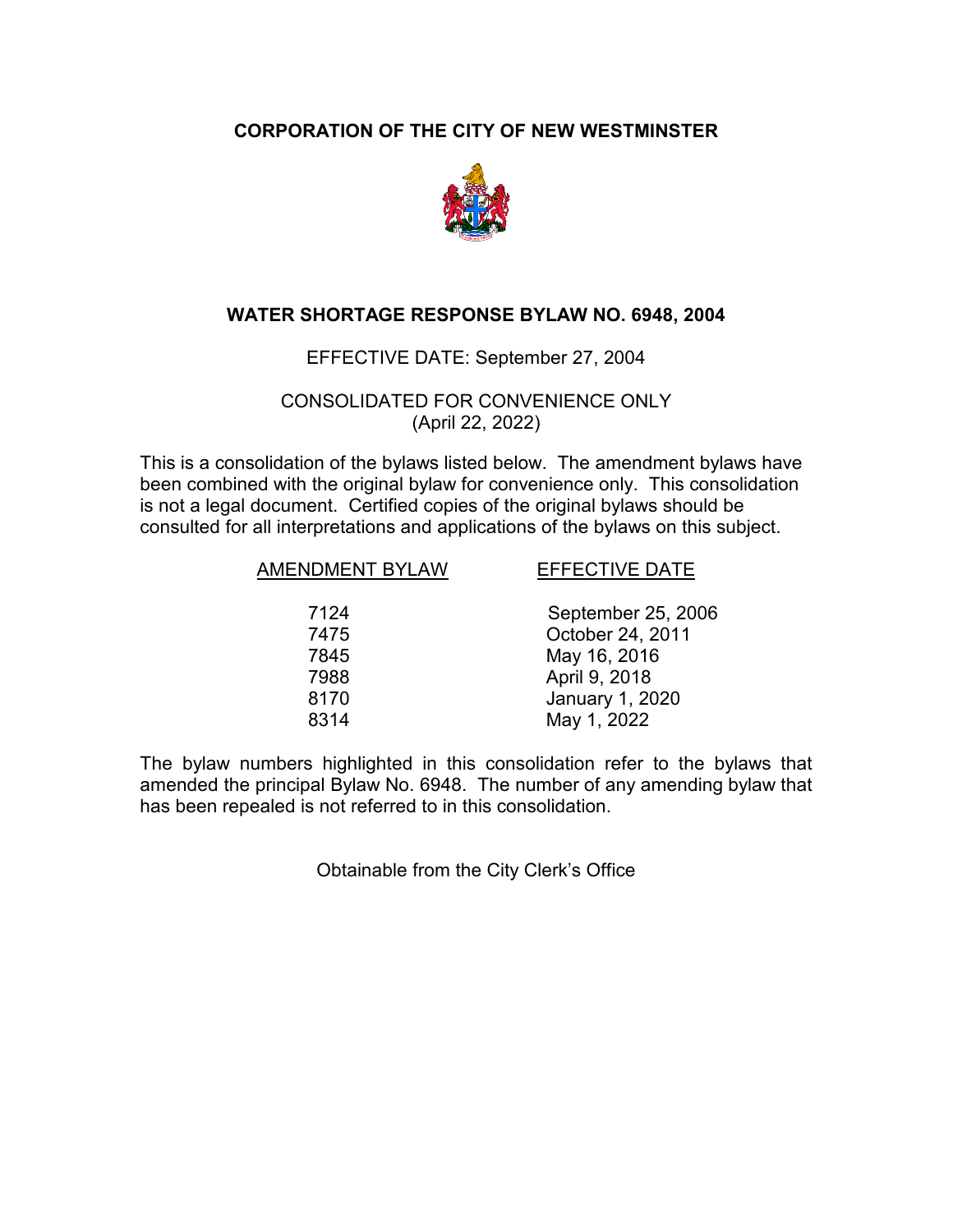**CORPORATION OF THE CITY OF NEW WESTMINSTER**

**WATER SHORTAGE RESPONSE BYLAW NO. 6948, 2004**

EFFECTIVE DATE: September 27, 2004

CONSOLIDATED FOR CONVENIENCE ONLY
(April 22, 2022)

This is a consolidation of the bylaws listed below. The amendment bylaws have been combined with the original bylaw for convenience only. This consolidation is not a legal document. Certified copies of the original bylaws should be consulted for all interpretations and applications of the bylaws on this subject.

| AMENDMENT BYLAW | EFFECTIVE DATE |
|---|---|
| 7124 | September 25, 2006 |
| 7475 | October 24, 2011 |
| 7845 | May 16, 2016 |
| 7988 | April 9, 2018 |
| 8170 | January 1, 2020 |
| 8314 | May 1, 2022 |

The bylaw numbers highlighted in this consolidation refer to the bylaws that amended the principal Bylaw No. 6948. The number of any amending bylaw that has been repealed is not referred to in this consolidation.

Obtainable from the City Clerk's Office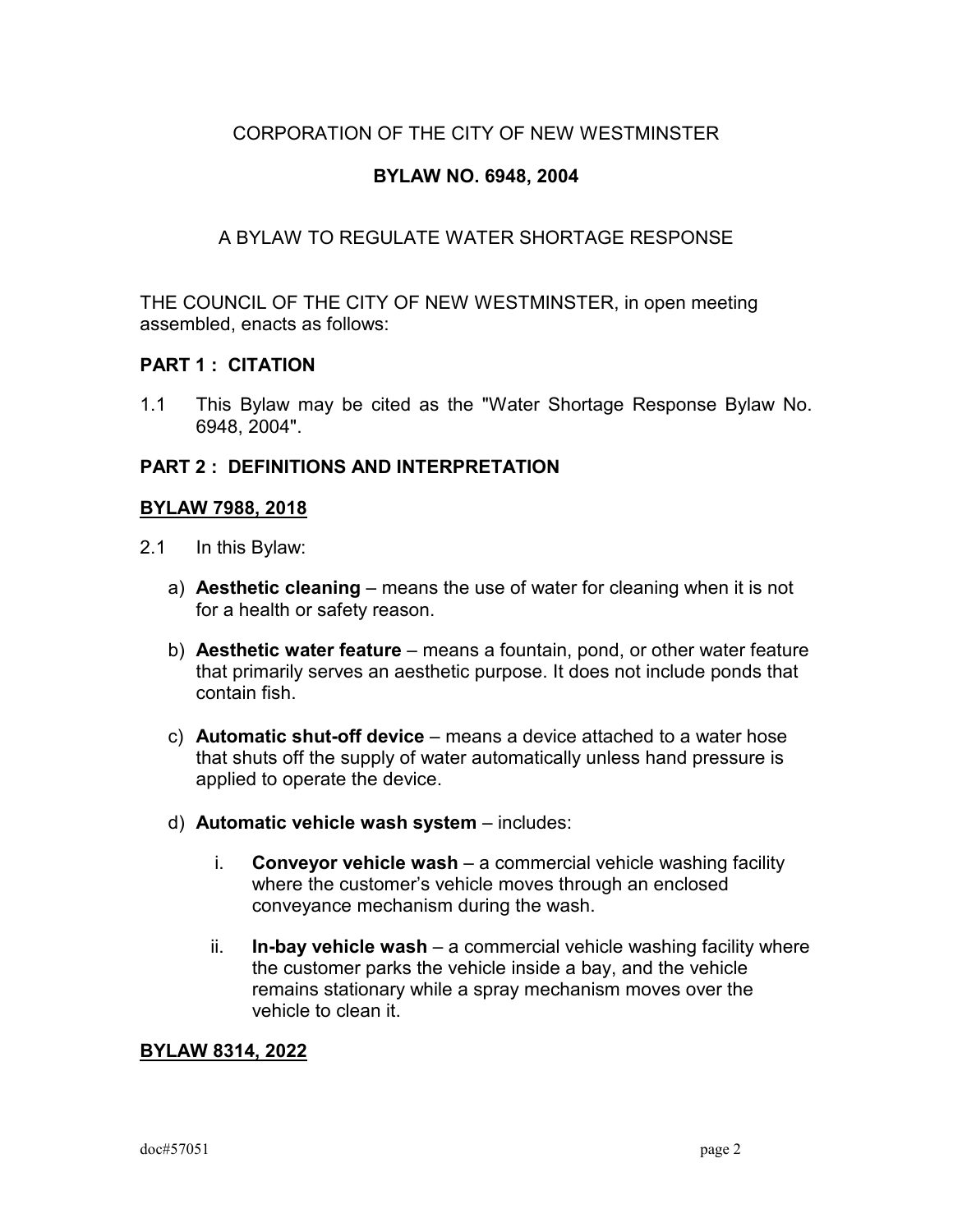CORPORATION OF THE CITY OF NEW WESTMINSTER

**BYLAW NO. 6948, 2004**

A BYLAW TO REGULATE WATER SHORTAGE RESPONSE

THE COUNCIL OF THE CITY OF NEW WESTMINSTER, in open meeting assembled, enacts as follows:

## PART 1 : CITATION

1.1 This Bylaw may be cited as the "Water Shortage Response Bylaw No. 6948, 2004".

## PART 2 : DEFINITIONS AND INTERPRETATION

**BYLAW 7988, 2018**

2.1 In this Bylaw:

a) **Aesthetic cleaning** – means the use of water for cleaning when it is not for a health or safety reason.

b) **Aesthetic water feature** – means a fountain, pond, or other water feature that primarily serves an aesthetic purpose. It does not include ponds that contain fish.

c) **Automatic shut-off device** – means a device attached to a water hose that shuts off the supply of water automatically unless hand pressure is applied to operate the device.

d) **Automatic vehicle wash system** – includes:

   i. **Conveyor vehicle wash** – a commercial vehicle washing facility where the customer's vehicle moves through an enclosed conveyance mechanism during the wash.

   ii. **In-bay vehicle wash** – a commercial vehicle washing facility where the customer parks the vehicle inside a bay, and the vehicle remains stationary while a spray mechanism moves over the vehicle to clean it.

**BYLAW 8314, 2022**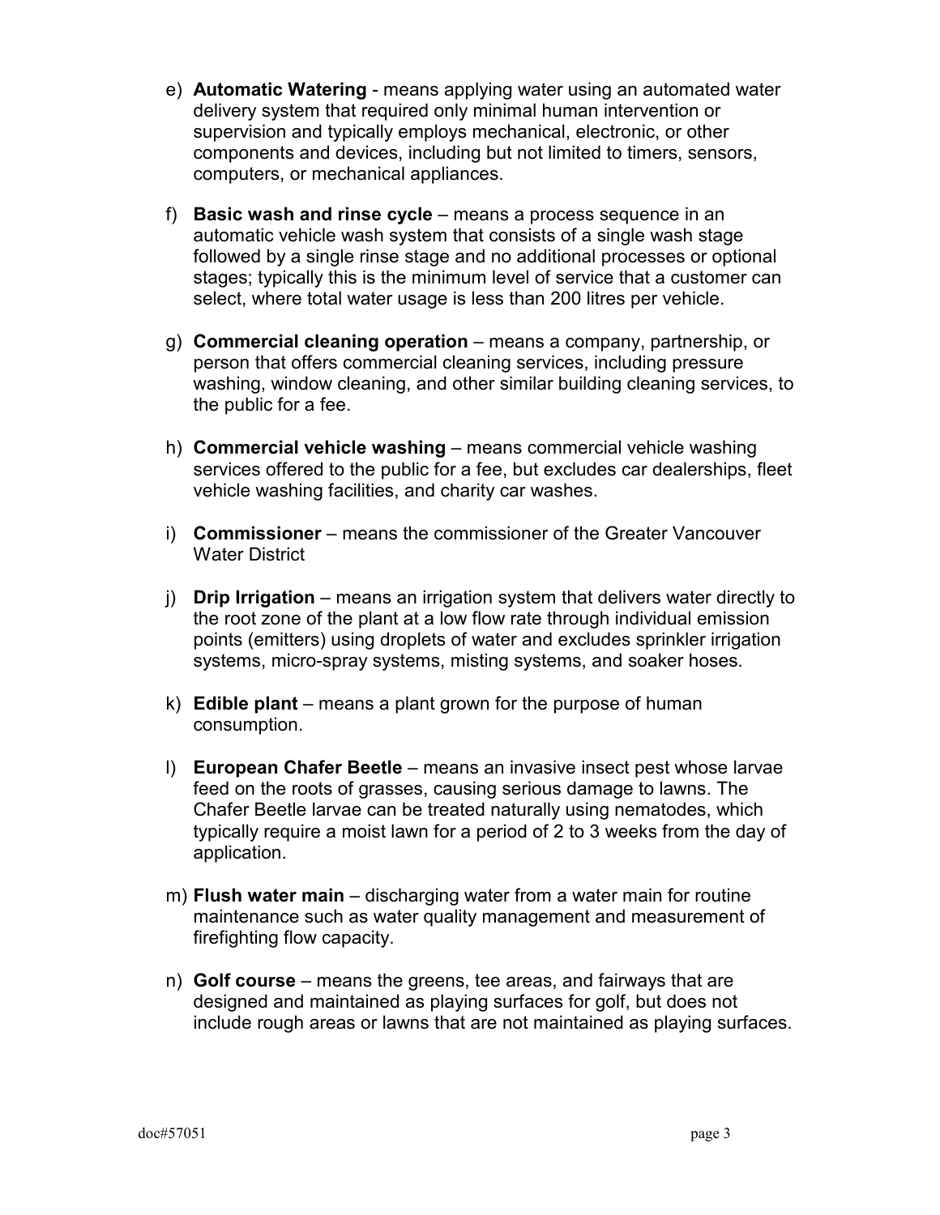e) **Automatic Watering** - means applying water using an automated water delivery system that required only minimal human intervention or supervision and typically employs mechanical, electronic, or other components and devices, including but not limited to timers, sensors, computers, or mechanical appliances.

f) **Basic wash and rinse cycle** – means a process sequence in an automatic vehicle wash system that consists of a single wash stage followed by a single rinse stage and no additional processes or optional stages; typically this is the minimum level of service that a customer can select, where total water usage is less than 200 litres per vehicle.

g) **Commercial cleaning operation** – means a company, partnership, or person that offers commercial cleaning services, including pressure washing, window cleaning, and other similar building cleaning services, to the public for a fee.

h) **Commercial vehicle washing** – means commercial vehicle washing services offered to the public for a fee, but excludes car dealerships, fleet vehicle washing facilities, and charity car washes.

i) **Commissioner** – means the commissioner of the Greater Vancouver Water District

j) **Drip Irrigation** – means an irrigation system that delivers water directly to the root zone of the plant at a low flow rate through individual emission points (emitters) using droplets of water and excludes sprinkler irrigation systems, micro-spray systems, misting systems, and soaker hoses.

k) **Edible plant** – means a plant grown for the purpose of human consumption.

l) **European Chafer Beetle** – means an invasive insect pest whose larvae feed on the roots of grasses, causing serious damage to lawns. The Chafer Beetle larvae can be treated naturally using nematodes, which typically require a moist lawn for a period of 2 to 3 weeks from the day of application.

m) **Flush water main** – discharging water from a water main for routine maintenance such as water quality management and measurement of firefighting flow capacity.

n) **Golf course** – means the greens, tee areas, and fairways that are designed and maintained as playing surfaces for golf, but does not include rough areas or lawns that are not maintained as playing surfaces.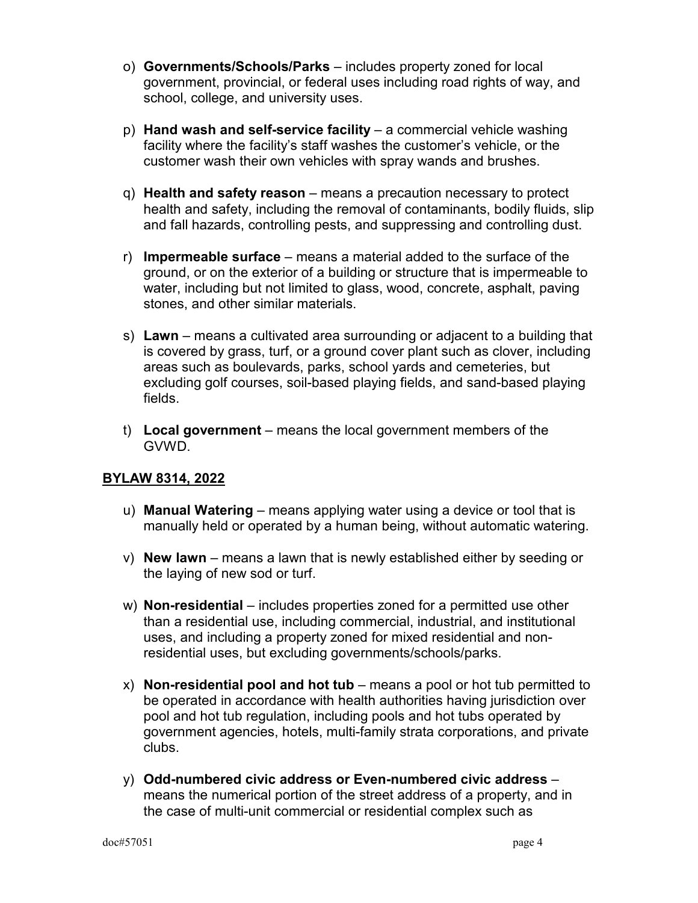o) **Governments/Schools/Parks** – includes property zoned for local government, provincial, or federal uses including road rights of way, and school, college, and university uses.

p) **Hand wash and self-service facility** – a commercial vehicle washing facility where the facility's staff washes the customer's vehicle, or the customer wash their own vehicles with spray wands and brushes.

q) **Health and safety reason** – means a precaution necessary to protect health and safety, including the removal of contaminants, bodily fluids, slip and fall hazards, controlling pests, and suppressing and controlling dust.

r) **Impermeable surface** – means a material added to the surface of the ground, or on the exterior of a building or structure that is impermeable to water, including but not limited to glass, wood, concrete, asphalt, paving stones, and other similar materials.

s) **Lawn** – means a cultivated area surrounding or adjacent to a building that is covered by grass, turf, or a ground cover plant such as clover, including areas such as boulevards, parks, school yards and cemeteries, but excluding golf courses, soil-based playing fields, and sand-based playing fields.

t) **Local government** – means the local government members of the GVWD.

**BYLAW 8314, 2022**

u) **Manual Watering** – means applying water using a device or tool that is manually held or operated by a human being, without automatic watering.

v) **New lawn** – means a lawn that is newly established either by seeding or the laying of new sod or turf.

w) **Non-residential** – includes properties zoned for a permitted use other than a residential use, including commercial, industrial, and institutional uses, and including a property zoned for mixed residential and non-residential uses, but excluding governments/schools/parks.

x) **Non-residential pool and hot tub** – means a pool or hot tub permitted to be operated in accordance with health authorities having jurisdiction over pool and hot tub regulation, including pools and hot tubs operated by government agencies, hotels, multi-family strata corporations, and private clubs.

y) **Odd-numbered civic address or Even-numbered civic address** – means the numerical portion of the street address of a property, and in the case of multi-unit commercial or residential complex such as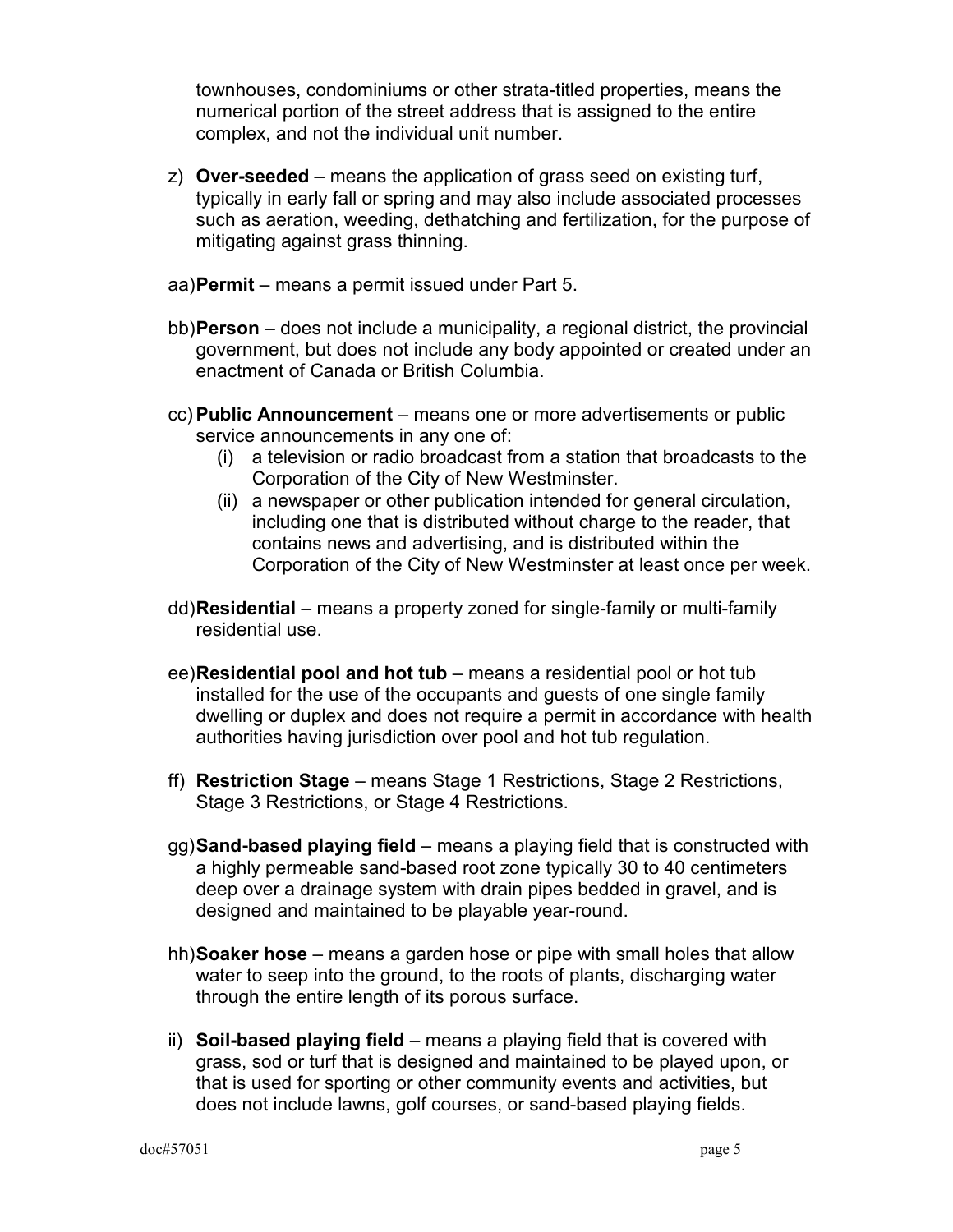townhouses, condominiums or other strata-titled properties, means the numerical portion of the street address that is assigned to the entire complex, and not the individual unit number.

z) **Over-seeded** – means the application of grass seed on existing turf, typically in early fall or spring and may also include associated processes such as aeration, weeding, dethatching and fertilization, for the purpose of mitigating against grass thinning.

aa) **Permit** – means a permit issued under Part 5.

bb) **Person** – does not include a municipality, a regional district, the provincial government, but does not include any body appointed or created under an enactment of Canada or British Columbia.

cc) **Public Announcement** – means one or more advertisements or public service announcements in any one of:

   (i) a television or radio broadcast from a station that broadcasts to the Corporation of the City of New Westminster.
   
   (ii) a newspaper or other publication intended for general circulation, including one that is distributed without charge to the reader, that contains news and advertising, and is distributed within the Corporation of the City of New Westminster at least once per week.

dd) **Residential** – means a property zoned for single-family or multi-family residential use.

ee) **Residential pool and hot tub** – means a residential pool or hot tub installed for the use of the occupants and guests of one single family dwelling or duplex and does not require a permit in accordance with health authorities having jurisdiction over pool and hot tub regulation.

ff) **Restriction Stage** – means Stage 1 Restrictions, Stage 2 Restrictions, Stage 3 Restrictions, or Stage 4 Restrictions.

gg) **Sand-based playing field** – means a playing field that is constructed with a highly permeable sand-based root zone typically 30 to 40 centimeters deep over a drainage system with drain pipes bedded in gravel, and is designed and maintained to be playable year-round.

hh) **Soaker hose** – means a garden hose or pipe with small holes that allow water to seep into the ground, to the roots of plants, discharging water through the entire length of its porous surface.

ii) **Soil-based playing field** – means a playing field that is covered with grass, sod or turf that is designed and maintained to be played upon, or that is used for sporting or other community events and activities, but does not include lawns, golf courses, or sand-based playing fields.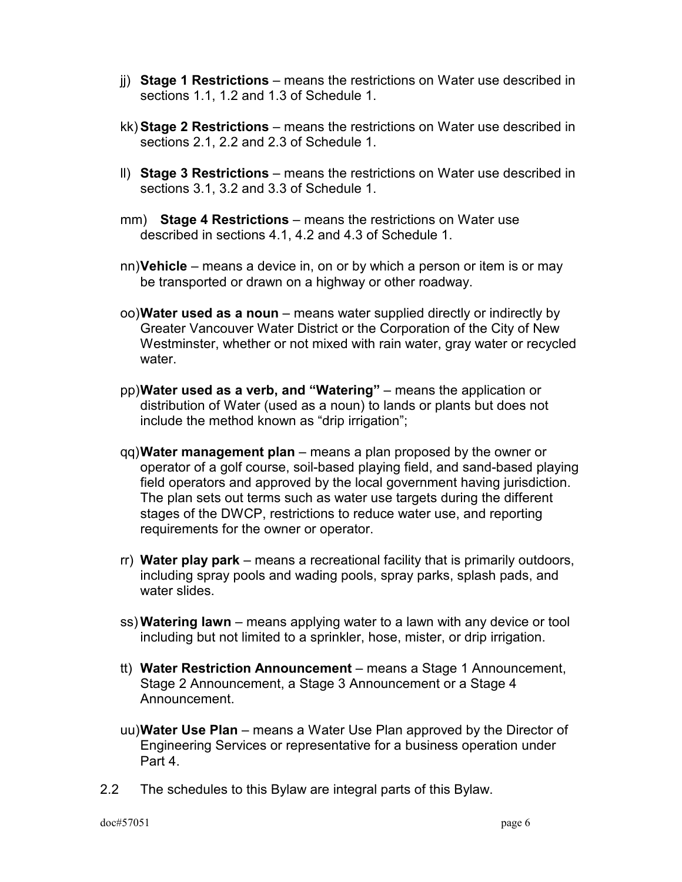jj) **Stage 1 Restrictions** – means the restrictions on Water use described in sections 1.1, 1.2 and 1.3 of Schedule 1.

kk) **Stage 2 Restrictions** – means the restrictions on Water use described in sections 2.1, 2.2 and 2.3 of Schedule 1.

ll) **Stage 3 Restrictions** – means the restrictions on Water use described in sections 3.1, 3.2 and 3.3 of Schedule 1.

mm) **Stage 4 Restrictions** – means the restrictions on Water use described in sections 4.1, 4.2 and 4.3 of Schedule 1.

nn) **Vehicle** – means a device in, on or by which a person or item is or may be transported or drawn on a highway or other roadway.

oo) **Water used as a noun** – means water supplied directly or indirectly by Greater Vancouver Water District or the Corporation of the City of New Westminster, whether or not mixed with rain water, gray water or recycled water.

pp) **Water used as a verb, and "Watering"** – means the application or distribution of Water (used as a noun) to lands or plants but does not include the method known as "drip irrigation";

qq) **Water management plan** – means a plan proposed by the owner or operator of a golf course, soil-based playing field, and sand-based playing field operators and approved by the local government having jurisdiction. The plan sets out terms such as water use targets during the different stages of the DWCP, restrictions to reduce water use, and reporting requirements for the owner or operator.

rr) **Water play park** – means a recreational facility that is primarily outdoors, including spray pools and wading pools, spray parks, splash pads, and water slides.

ss) **Watering lawn** – means applying water to a lawn with any device or tool including but not limited to a sprinkler, hose, mister, or drip irrigation.

tt) **Water Restriction Announcement** – means a Stage 1 Announcement, Stage 2 Announcement, a Stage 3 Announcement or a Stage 4 Announcement.

uu) **Water Use Plan** – means a Water Use Plan approved by the Director of Engineering Services or representative for a business operation under Part 4.

2.2 The schedules to this Bylaw are integral parts of this Bylaw.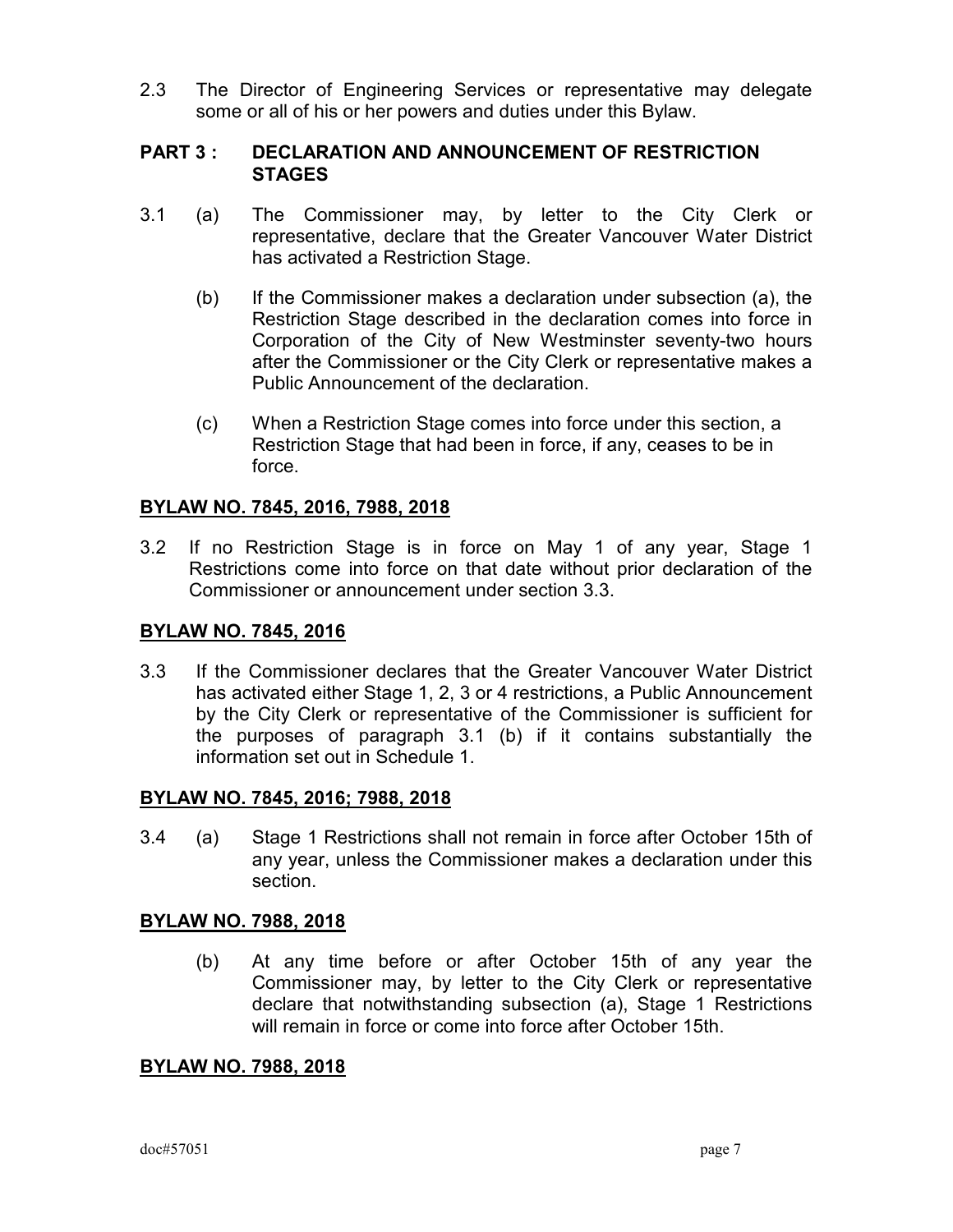2.3 The Director of Engineering Services or representative may delegate some or all of his or her powers and duties under this Bylaw.

## PART 3 : DECLARATION AND ANNOUNCEMENT OF RESTRICTION STAGES

3.1 (a) The Commissioner may, by letter to the City Clerk or representative, declare that the Greater Vancouver Water District has activated a Restriction Stage.

(b) If the Commissioner makes a declaration under subsection (a), the Restriction Stage described in the declaration comes into force in Corporation of the City of New Westminster seventy-two hours after the Commissioner or the City Clerk or representative makes a Public Announcement of the declaration.

(c) When a Restriction Stage comes into force under this section, a Restriction Stage that had been in force, if any, ceases to be in force.

**BYLAW NO. 7845, 2016, 7988, 2018**

3.2 If no Restriction Stage is in force on May 1 of any year, Stage 1 Restrictions come into force on that date without prior declaration of the Commissioner or announcement under section 3.3.

**BYLAW NO. 7845, 2016**

3.3 If the Commissioner declares that the Greater Vancouver Water District has activated either Stage 1, 2, 3 or 4 restrictions, a Public Announcement by the City Clerk or representative of the Commissioner is sufficient for the purposes of paragraph 3.1 (b) if it contains substantially the information set out in Schedule 1.

**BYLAW NO. 7845, 2016; 7988, 2018**

3.4 (a) Stage 1 Restrictions shall not remain in force after October 15th of any year, unless the Commissioner makes a declaration under this section.

**BYLAW NO. 7988, 2018**

(b) At any time before or after October 15th of any year the Commissioner may, by letter to the City Clerk or representative declare that notwithstanding subsection (a), Stage 1 Restrictions will remain in force or come into force after October 15th.

**BYLAW NO. 7988, 2018**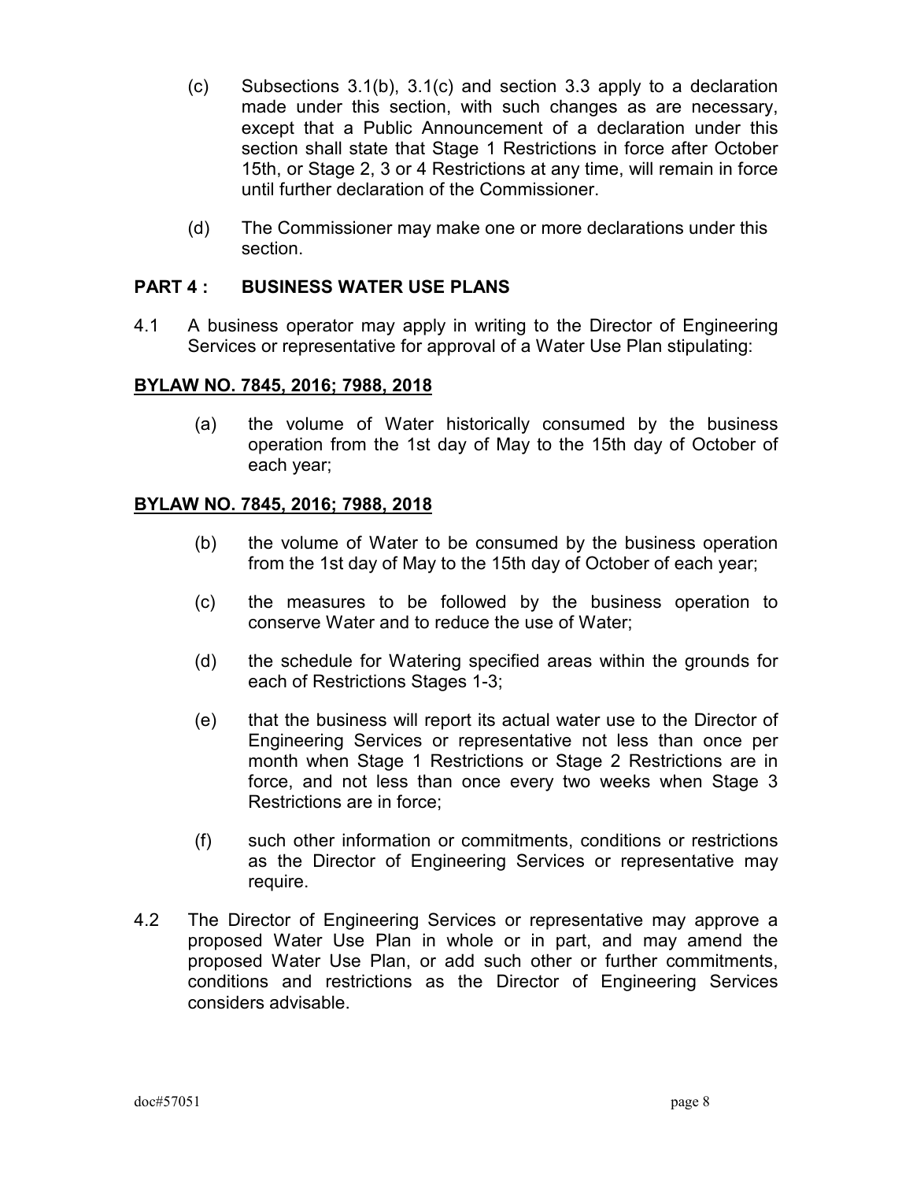(c) Subsections 3.1(b), 3.1(c) and section 3.3 apply to a declaration made under this section, with such changes as are necessary, except that a Public Announcement of a declaration under this section shall state that Stage 1 Restrictions in force after October 15th, or Stage 2, 3 or 4 Restrictions at any time, will remain in force until further declaration of the Commissioner.

(d) The Commissioner may make one or more declarations under this section.

## PART 4 : BUSINESS WATER USE PLANS

4.1 A business operator may apply in writing to the Director of Engineering Services or representative for approval of a Water Use Plan stipulating:

**BYLAW NO. 7845, 2016; 7988, 2018**

(a) the volume of Water historically consumed by the business operation from the 1st day of May to the 15th day of October of each year;

**BYLAW NO. 7845, 2016; 7988, 2018**

(b) the volume of Water to be consumed by the business operation from the 1st day of May to the 15th day of October of each year;

(c) the measures to be followed by the business operation to conserve Water and to reduce the use of Water;

(d) the schedule for Watering specified areas within the grounds for each of Restrictions Stages 1-3;

(e) that the business will report its actual water use to the Director of Engineering Services or representative not less than once per month when Stage 1 Restrictions or Stage 2 Restrictions are in force, and not less than once every two weeks when Stage 3 Restrictions are in force;

(f) such other information or commitments, conditions or restrictions as the Director of Engineering Services or representative may require.

4.2 The Director of Engineering Services or representative may approve a proposed Water Use Plan in whole or in part, and may amend the proposed Water Use Plan, or add such other or further commitments, conditions and restrictions as the Director of Engineering Services considers advisable.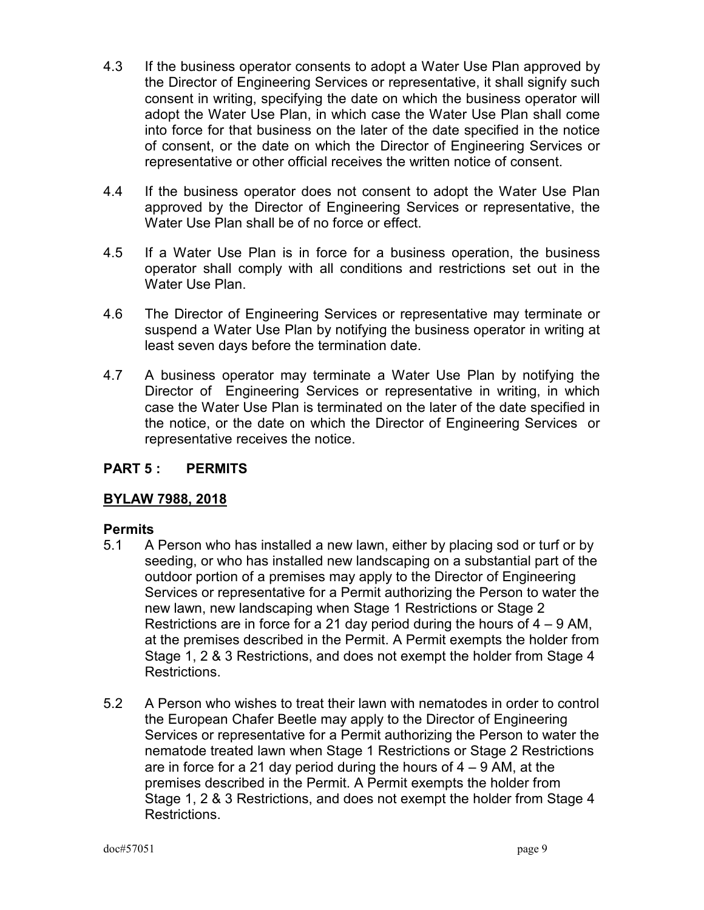4.3 If the business operator consents to adopt a Water Use Plan approved by the Director of Engineering Services or representative, it shall signify such consent in writing, specifying the date on which the business operator will adopt the Water Use Plan, in which case the Water Use Plan shall come into force for that business on the later of the date specified in the notice of consent, or the date on which the Director of Engineering Services or representative or other official receives the written notice of consent.

4.4 If the business operator does not consent to adopt the Water Use Plan approved by the Director of Engineering Services or representative, the Water Use Plan shall be of no force or effect.

4.5 If a Water Use Plan is in force for a business operation, the business operator shall comply with all conditions and restrictions set out in the Water Use Plan.

4.6 The Director of Engineering Services or representative may terminate or suspend a Water Use Plan by notifying the business operator in writing at least seven days before the termination date.

4.7 A business operator may terminate a Water Use Plan by notifying the Director of Engineering Services or representative in writing, in which case the Water Use Plan is terminated on the later of the date specified in the notice, or the date on which the Director of Engineering Services or representative receives the notice.

## PART 5 : PERMITS

**BYLAW 7988, 2018**

### Permits

5.1 A Person who has installed a new lawn, either by placing sod or turf or by seeding, or who has installed new landscaping on a substantial part of the outdoor portion of a premises may apply to the Director of Engineering Services or representative for a Permit authorizing the Person to water the new lawn, new landscaping when Stage 1 Restrictions or Stage 2 Restrictions are in force for a 21 day period during the hours of 4 – 9 AM, at the premises described in the Permit. A Permit exempts the holder from Stage 1, 2 & 3 Restrictions, and does not exempt the holder from Stage 4 Restrictions.

5.2 A Person who wishes to treat their lawn with nematodes in order to control the European Chafer Beetle may apply to the Director of Engineering Services or representative for a Permit authorizing the Person to water the nematode treated lawn when Stage 1 Restrictions or Stage 2 Restrictions are in force for a 21 day period during the hours of 4 – 9 AM, at the premises described in the Permit. A Permit exempts the holder from Stage 1, 2 & 3 Restrictions, and does not exempt the holder from Stage 4 Restrictions.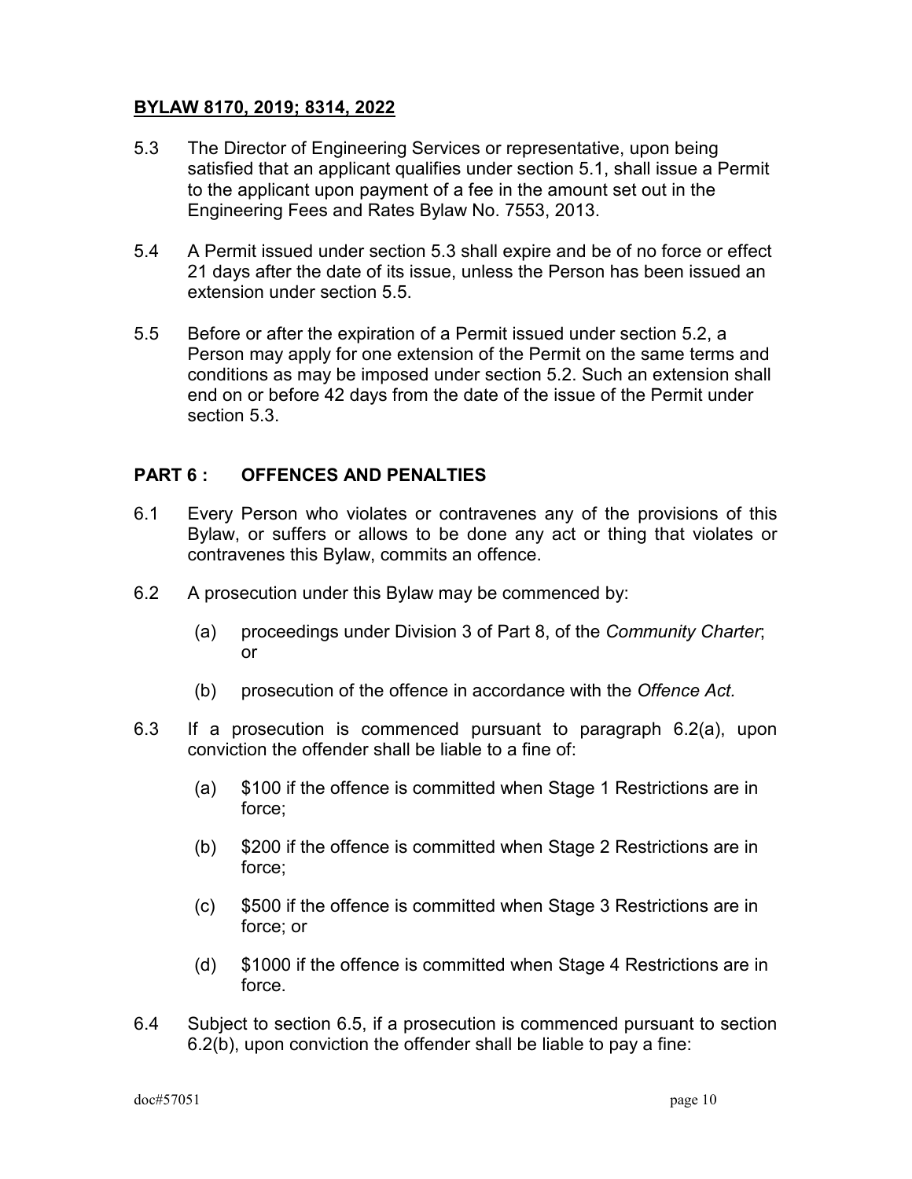**BYLAW 8170, 2019; 8314, 2022**

5.3 The Director of Engineering Services or representative, upon being satisfied that an applicant qualifies under section 5.1, shall issue a Permit to the applicant upon payment of a fee in the amount set out in the Engineering Fees and Rates Bylaw No. 7553, 2013.

5.4 A Permit issued under section 5.3 shall expire and be of no force or effect 21 days after the date of its issue, unless the Person has been issued an extension under section 5.5.

5.5 Before or after the expiration of a Permit issued under section 5.2, a Person may apply for one extension of the Permit on the same terms and conditions as may be imposed under section 5.2. Such an extension shall end on or before 42 days from the date of the issue of the Permit under section 5.3.

## PART 6 : OFFENCES AND PENALTIES

6.1 Every Person who violates or contravenes any of the provisions of this Bylaw, or suffers or allows to be done any act or thing that violates or contravenes this Bylaw, commits an offence.

6.2 A prosecution under this Bylaw may be commenced by:

(a) proceedings under Division 3 of Part 8, of the *Community Charter*; or

(b) prosecution of the offence in accordance with the *Offence Act.*

6.3 If a prosecution is commenced pursuant to paragraph 6.2(a), upon conviction the offender shall be liable to a fine of:

(a) $100 if the offence is committed when Stage 1 Restrictions are in force;

(b) $200 if the offence is committed when Stage 2 Restrictions are in force;

(c) $500 if the offence is committed when Stage 3 Restrictions are in force; or

(d) $1000 if the offence is committed when Stage 4 Restrictions are in force.

6.4 Subject to section 6.5, if a prosecution is commenced pursuant to section 6.2(b), upon conviction the offender shall be liable to pay a fine: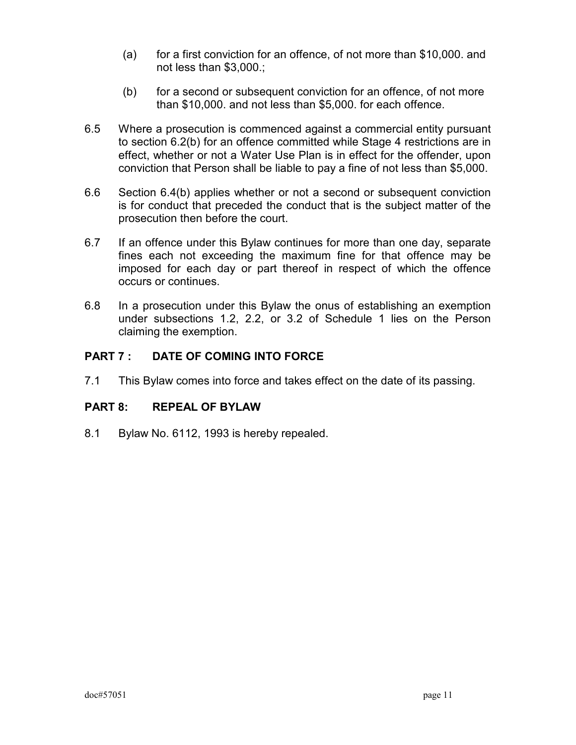(a) for a first conviction for an offence, of not more than $10,000. and not less than $3,000.;

(b) for a second or subsequent conviction for an offence, of not more than $10,000. and not less than $5,000. for each offence.

6.5 Where a prosecution is commenced against a commercial entity pursuant to section 6.2(b) for an offence committed while Stage 4 restrictions are in effect, whether or not a Water Use Plan is in effect for the offender, upon conviction that Person shall be liable to pay a fine of not less than $5,000.

6.6 Section 6.4(b) applies whether or not a second or subsequent conviction is for conduct that preceded the conduct that is the subject matter of the prosecution then before the court.

6.7 If an offence under this Bylaw continues for more than one day, separate fines each not exceeding the maximum fine for that offence may be imposed for each day or part thereof in respect of which the offence occurs or continues.

6.8 In a prosecution under this Bylaw the onus of establishing an exemption under subsections 1.2, 2.2, or 3.2 of Schedule 1 lies on the Person claiming the exemption.

## PART 7 : DATE OF COMING INTO FORCE

7.1 This Bylaw comes into force and takes effect on the date of its passing.

## PART 8: REPEAL OF BYLAW

8.1 Bylaw No. 6112, 1993 is hereby repealed.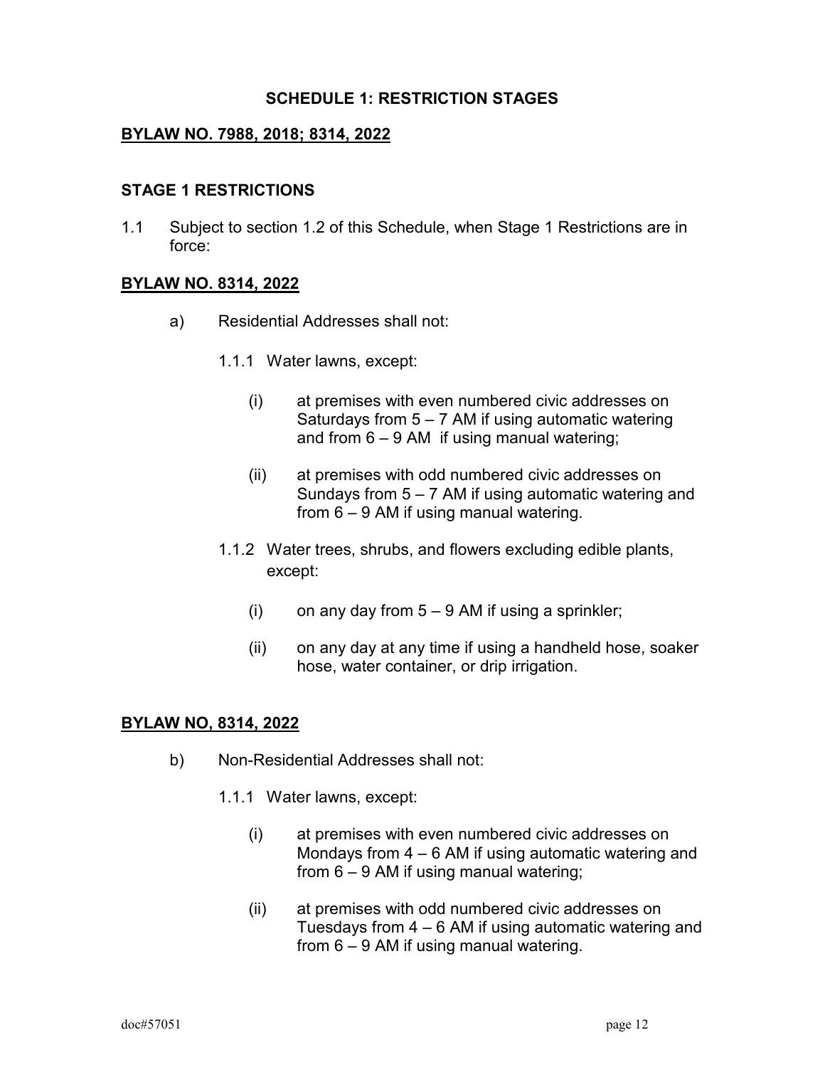## SCHEDULE 1: RESTRICTION STAGES

**BYLAW NO. 7988, 2018; 8314, 2022**

### STAGE 1 RESTRICTIONS

1.1 Subject to section 1.2 of this Schedule, when Stage 1 Restrictions are in force:

**BYLAW NO. 8314, 2022**

a) Residential Addresses shall not:

1.1.1 Water lawns, except:

(i) at premises with even numbered civic addresses on Saturdays from 5 – 7 AM if using automatic watering and from 6 – 9 AM if using manual watering;

(ii) at premises with odd numbered civic addresses on Sundays from 5 – 7 AM if using automatic watering and from 6 – 9 AM if using manual watering.

1.1.2 Water trees, shrubs, and flowers excluding edible plants, except:

(i) on any day from 5 – 9 AM if using a sprinkler;

(ii) on any day at any time if using a handheld hose, soaker hose, water container, or drip irrigation.

**BYLAW NO, 8314, 2022**

b) Non-Residential Addresses shall not:

1.1.1 Water lawns, except:

(i) at premises with even numbered civic addresses on Mondays from 4 – 6 AM if using automatic watering and from 6 – 9 AM if using manual watering;

(ii) at premises with odd numbered civic addresses on Tuesdays from 4 – 6 AM if using automatic watering and from 6 – 9 AM if using manual watering.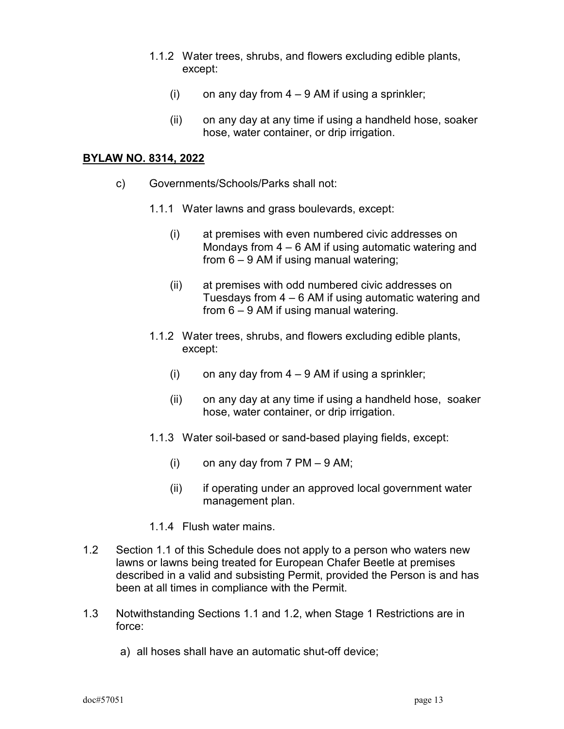1.1.2 Water trees, shrubs, and flowers excluding edible plants, except:

(i) on any day from 4 – 9 AM if using a sprinkler;

(ii) on any day at any time if using a handheld hose, soaker hose, water container, or drip irrigation.

**BYLAW NO. 8314, 2022**

c) Governments/Schools/Parks shall not:

1.1.1 Water lawns and grass boulevards, except:

(i) at premises with even numbered civic addresses on Mondays from 4 – 6 AM if using automatic watering and from 6 – 9 AM if using manual watering;

(ii) at premises with odd numbered civic addresses on Tuesdays from 4 – 6 AM if using automatic watering and from 6 – 9 AM if using manual watering.

1.1.2 Water trees, shrubs, and flowers excluding edible plants, except:

(i) on any day from 4 – 9 AM if using a sprinkler;

(ii) on any day at any time if using a handheld hose, soaker hose, water container, or drip irrigation.

1.1.3 Water soil-based or sand-based playing fields, except:

(i) on any day from 7 PM – 9 AM;

(ii) if operating under an approved local government water management plan.

1.1.4 Flush water mains.

1.2 Section 1.1 of this Schedule does not apply to a person who waters new lawns or lawns being treated for European Chafer Beetle at premises described in a valid and subsisting Permit, provided the Person is and has been at all times in compliance with the Permit.

1.3 Notwithstanding Sections 1.1 and 1.2, when Stage 1 Restrictions are in force:

a) all hoses shall have an automatic shut-off device;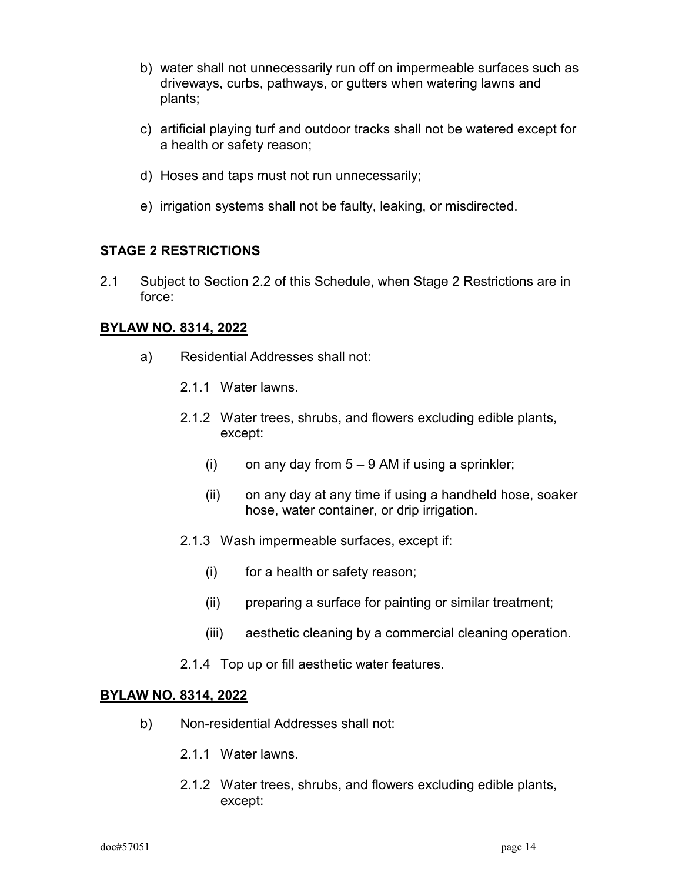b) water shall not unnecessarily run off on impermeable surfaces such as driveways, curbs, pathways, or gutters when watering lawns and plants;

c) artificial playing turf and outdoor tracks shall not be watered except for a health or safety reason;

d) Hoses and taps must not run unnecessarily;

e) irrigation systems shall not be faulty, leaking, or misdirected.

**STAGE 2 RESTRICTIONS**

2.1 Subject to Section 2.2 of this Schedule, when Stage 2 Restrictions are in force:

**BYLAW NO. 8314, 2022**

a) Residential Addresses shall not:

2.1.1 Water lawns.

2.1.2 Water trees, shrubs, and flowers excluding edible plants, except:

(i) on any day from 5 – 9 AM if using a sprinkler;

(ii) on any day at any time if using a handheld hose, soaker hose, water container, or drip irrigation.

2.1.3 Wash impermeable surfaces, except if:

(i) for a health or safety reason;

(ii) preparing a surface for painting or similar treatment;

(iii) aesthetic cleaning by a commercial cleaning operation.

2.1.4 Top up or fill aesthetic water features.

**BYLAW NO. 8314, 2022**

b) Non-residential Addresses shall not:

2.1.1 Water lawns.

2.1.2 Water trees, shrubs, and flowers excluding edible plants, except:

doc#57051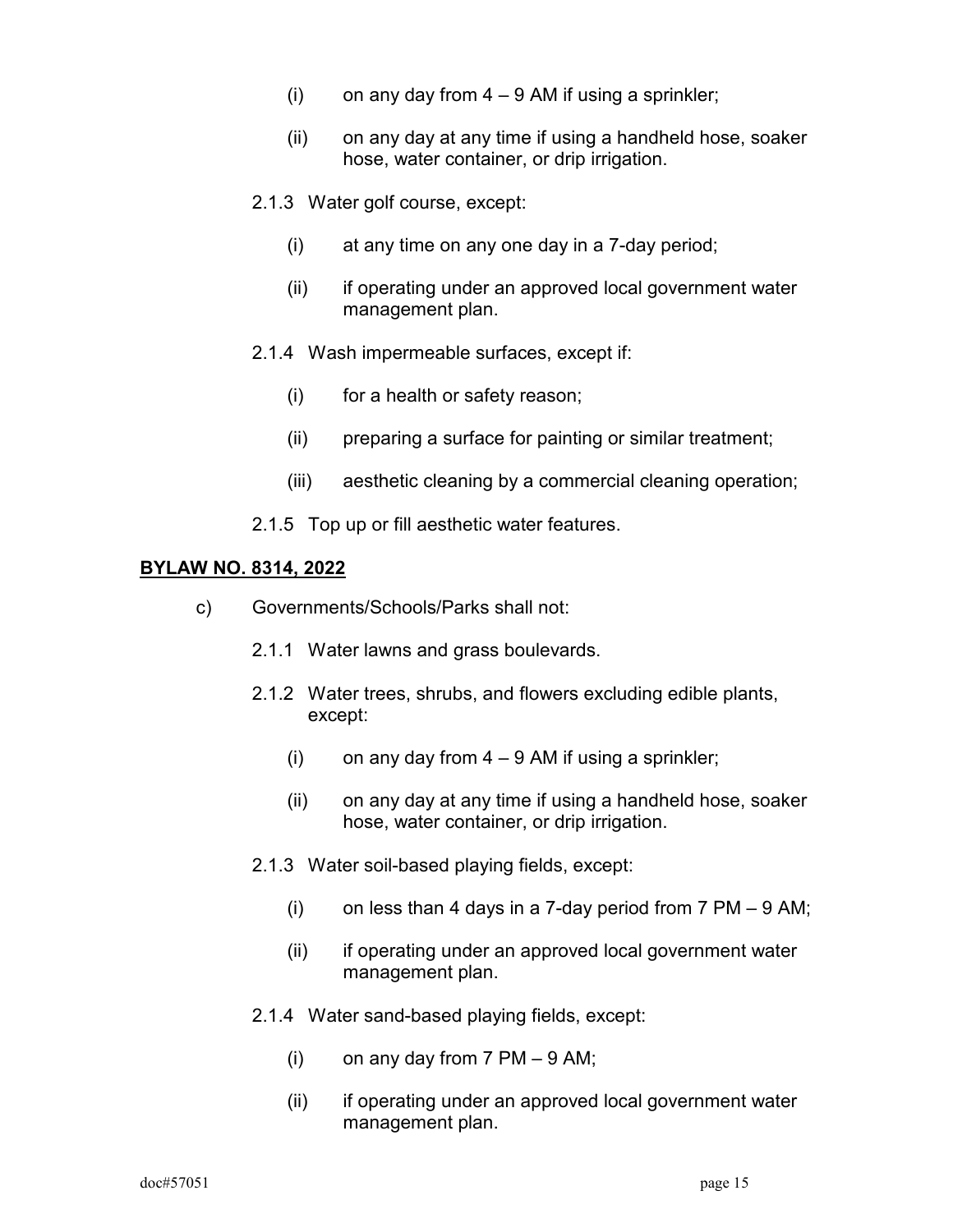(i) on any day from 4 – 9 AM if using a sprinkler;

(ii) on any day at any time if using a handheld hose, soaker hose, water container, or drip irrigation.

2.1.3 Water golf course, except:

(i) at any time on any one day in a 7-day period;

(ii) if operating under an approved local government water management plan.

2.1.4 Wash impermeable surfaces, except if:

(i) for a health or safety reason;

(ii) preparing a surface for painting or similar treatment;

(iii) aesthetic cleaning by a commercial cleaning operation;

2.1.5 Top up or fill aesthetic water features.

**BYLAW NO. 8314, 2022**

c) Governments/Schools/Parks shall not:

2.1.1 Water lawns and grass boulevards.

2.1.2 Water trees, shrubs, and flowers excluding edible plants, except:

(i) on any day from 4 – 9 AM if using a sprinkler;

(ii) on any day at any time if using a handheld hose, soaker hose, water container, or drip irrigation.

2.1.3 Water soil-based playing fields, except:

(i) on less than 4 days in a 7-day period from 7 PM – 9 AM;

(ii) if operating under an approved local government water management plan.

2.1.4 Water sand-based playing fields, except:

(i) on any day from 7 PM – 9 AM;

(ii) if operating under an approved local government water management plan.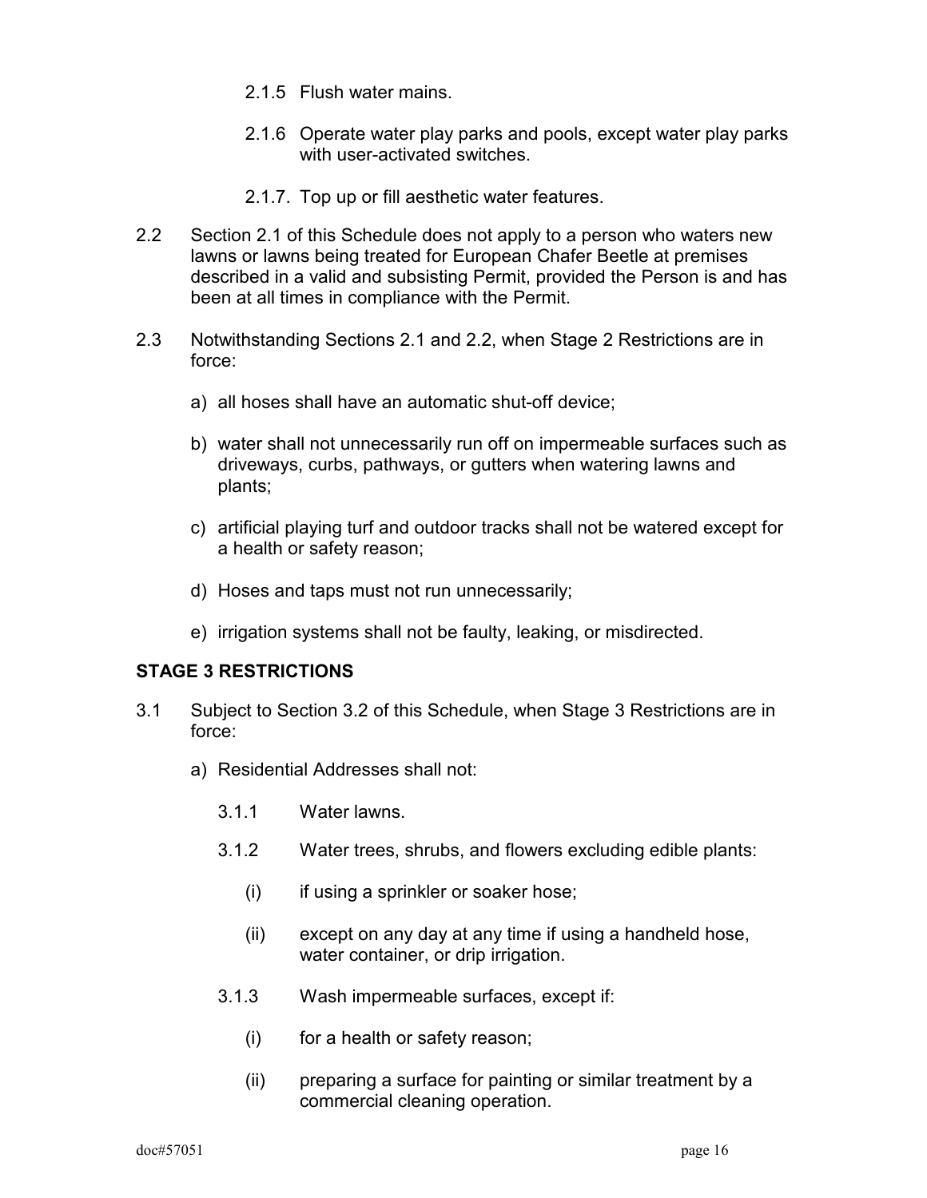2.1.5 Flush water mains.

2.1.6 Operate water play parks and pools, except water play parks with user-activated switches.

2.1.7. Top up or fill aesthetic water features.

2.2 Section 2.1 of this Schedule does not apply to a person who waters new lawns or lawns being treated for European Chafer Beetle at premises described in a valid and subsisting Permit, provided the Person is and has been at all times in compliance with the Permit.

2.3 Notwithstanding Sections 2.1 and 2.2, when Stage 2 Restrictions are in force:

a) all hoses shall have an automatic shut-off device;

b) water shall not unnecessarily run off on impermeable surfaces such as driveways, curbs, pathways, or gutters when watering lawns and plants;

c) artificial playing turf and outdoor tracks shall not be watered except for a health or safety reason;

d) Hoses and taps must not run unnecessarily;

e) irrigation systems shall not be faulty, leaking, or misdirected.

**STAGE 3 RESTRICTIONS**

3.1 Subject to Section 3.2 of this Schedule, when Stage 3 Restrictions are in force:

a) Residential Addresses shall not:

3.1.1 Water lawns.

3.1.2 Water trees, shrubs, and flowers excluding edible plants:

(i) if using a sprinkler or soaker hose;

(ii) except on any day at any time if using a handheld hose, water container, or drip irrigation.

3.1.3 Wash impermeable surfaces, except if:

(i) for a health or safety reason;

(ii) preparing a surface for painting or similar treatment by a commercial cleaning operation.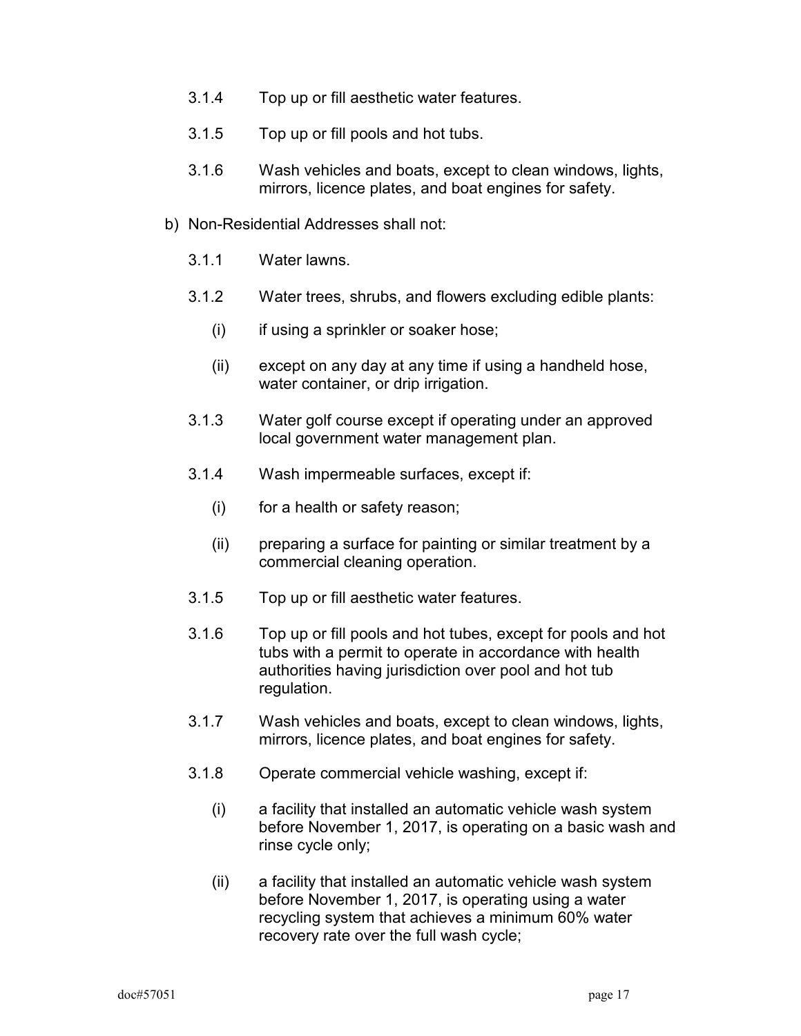3.1.4 Top up or fill aesthetic water features.

3.1.5 Top up or fill pools and hot tubs.

3.1.6 Wash vehicles and boats, except to clean windows, lights, mirrors, licence plates, and boat engines for safety.

b) Non-Residential Addresses shall not:

3.1.1 Water lawns.

3.1.2 Water trees, shrubs, and flowers excluding edible plants:

(i) if using a sprinkler or soaker hose;

(ii) except on any day at any time if using a handheld hose, water container, or drip irrigation.

3.1.3 Water golf course except if operating under an approved local government water management plan.

3.1.4 Wash impermeable surfaces, except if:

(i) for a health or safety reason;

(ii) preparing a surface for painting or similar treatment by a commercial cleaning operation.

3.1.5 Top up or fill aesthetic water features.

3.1.6 Top up or fill pools and hot tubes, except for pools and hot tubs with a permit to operate in accordance with health authorities having jurisdiction over pool and hot tub regulation.

3.1.7 Wash vehicles and boats, except to clean windows, lights, mirrors, licence plates, and boat engines for safety.

3.1.8 Operate commercial vehicle washing, except if:

(i) a facility that installed an automatic vehicle wash system before November 1, 2017, is operating on a basic wash and rinse cycle only;

(ii) a facility that installed an automatic vehicle wash system before November 1, 2017, is operating using a water recycling system that achieves a minimum 60% water recovery rate over the full wash cycle;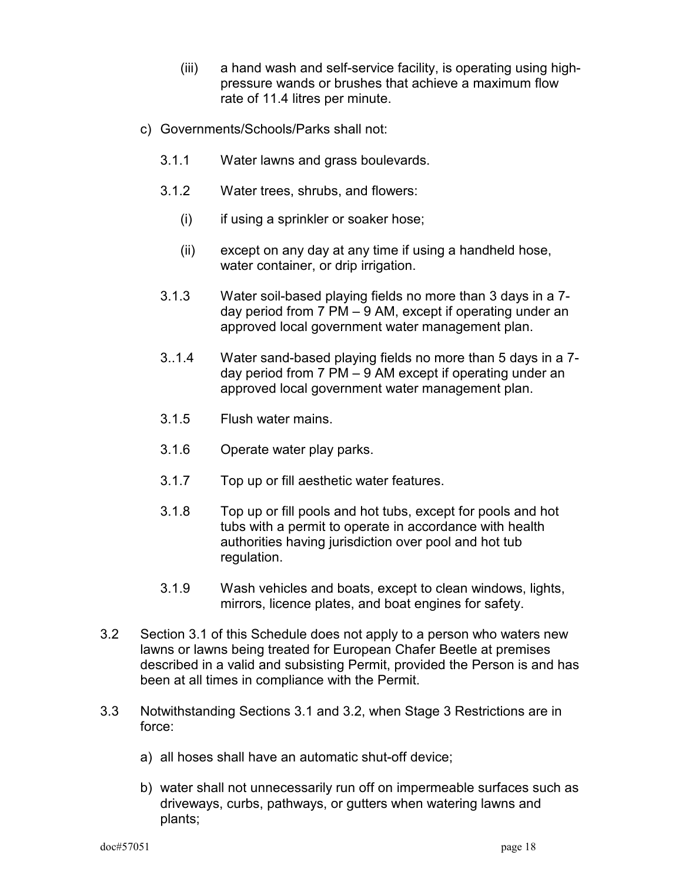(iii) a hand wash and self-service facility, is operating using high-pressure wands or brushes that achieve a maximum flow rate of 11.4 litres per minute.

c) Governments/Schools/Parks shall not:

3.1.1 Water lawns and grass boulevards.

3.1.2 Water trees, shrubs, and flowers:

(i) if using a sprinkler or soaker hose;

(ii) except on any day at any time if using a handheld hose, water container, or drip irrigation.

3.1.3 Water soil-based playing fields no more than 3 days in a 7-day period from 7 PM – 9 AM, except if operating under an approved local government water management plan.

3..1.4 Water sand-based playing fields no more than 5 days in a 7-day period from 7 PM – 9 AM except if operating under an approved local government water management plan.

3.1.5 Flush water mains.

3.1.6 Operate water play parks.

3.1.7 Top up or fill aesthetic water features.

3.1.8 Top up or fill pools and hot tubs, except for pools and hot tubs with a permit to operate in accordance with health authorities having jurisdiction over pool and hot tub regulation.

3.1.9 Wash vehicles and boats, except to clean windows, lights, mirrors, licence plates, and boat engines for safety.

3.2 Section 3.1 of this Schedule does not apply to a person who waters new lawns or lawns being treated for European Chafer Beetle at premises described in a valid and subsisting Permit, provided the Person is and has been at all times in compliance with the Permit.

3.3 Notwithstanding Sections 3.1 and 3.2, when Stage 3 Restrictions are in force:

a) all hoses shall have an automatic shut-off device;

b) water shall not unnecessarily run off on impermeable surfaces such as driveways, curbs, pathways, or gutters when watering lawns and plants;

doc#57051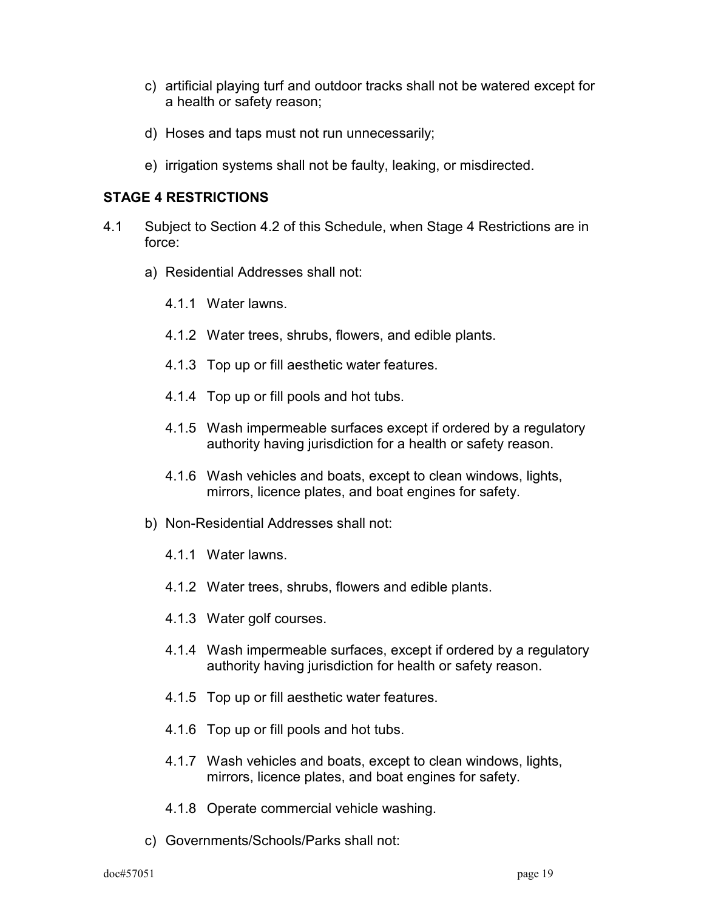c) artificial playing turf and outdoor tracks shall not be watered except for a health or safety reason;

d) Hoses and taps must not run unnecessarily;

e) irrigation systems shall not be faulty, leaking, or misdirected.

## STAGE 4 RESTRICTIONS

4.1 Subject to Section 4.2 of this Schedule, when Stage 4 Restrictions are in force:

a) Residential Addresses shall not:

4.1.1 Water lawns.

4.1.2 Water trees, shrubs, flowers, and edible plants.

4.1.3 Top up or fill aesthetic water features.

4.1.4 Top up or fill pools and hot tubs.

4.1.5 Wash impermeable surfaces except if ordered by a regulatory authority having jurisdiction for a health or safety reason.

4.1.6 Wash vehicles and boats, except to clean windows, lights, mirrors, licence plates, and boat engines for safety.

b) Non-Residential Addresses shall not:

4.1.1 Water lawns.

4.1.2 Water trees, shrubs, flowers and edible plants.

4.1.3 Water golf courses.

4.1.4 Wash impermeable surfaces, except if ordered by a regulatory authority having jurisdiction for health or safety reason.

4.1.5 Top up or fill aesthetic water features.

4.1.6 Top up or fill pools and hot tubs.

4.1.7 Wash vehicles and boats, except to clean windows, lights, mirrors, licence plates, and boat engines for safety.

4.1.8 Operate commercial vehicle washing.

c) Governments/Schools/Parks shall not: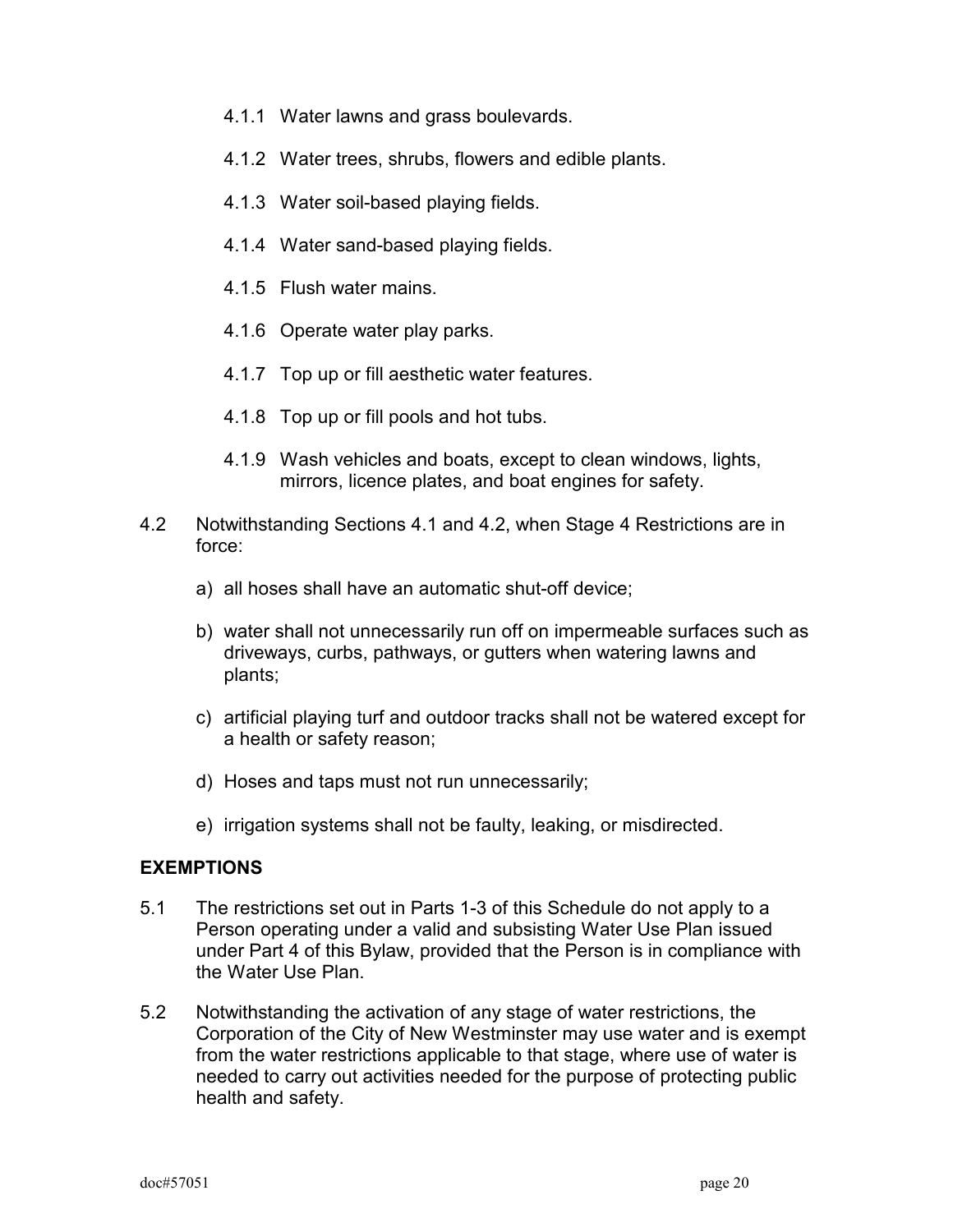4.1.1 Water lawns and grass boulevards.

4.1.2 Water trees, shrubs, flowers and edible plants.

4.1.3 Water soil-based playing fields.

4.1.4 Water sand-based playing fields.

4.1.5 Flush water mains.

4.1.6 Operate water play parks.

4.1.7 Top up or fill aesthetic water features.

4.1.8 Top up or fill pools and hot tubs.

4.1.9 Wash vehicles and boats, except to clean windows, lights, mirrors, licence plates, and boat engines for safety.

4.2 Notwithstanding Sections 4.1 and 4.2, when Stage 4 Restrictions are in force:

a) all hoses shall have an automatic shut-off device;

b) water shall not unnecessarily run off on impermeable surfaces such as driveways, curbs, pathways, or gutters when watering lawns and plants;

c) artificial playing turf and outdoor tracks shall not be watered except for a health or safety reason;

d) Hoses and taps must not run unnecessarily;

e) irrigation systems shall not be faulty, leaking, or misdirected.

**EXEMPTIONS**

5.1 The restrictions set out in Parts 1-3 of this Schedule do not apply to a Person operating under a valid and subsisting Water Use Plan issued under Part 4 of this Bylaw, provided that the Person is in compliance with the Water Use Plan.

5.2 Notwithstanding the activation of any stage of water restrictions, the Corporation of the City of New Westminster may use water and is exempt from the water restrictions applicable to that stage, where use of water is needed to carry out activities needed for the purpose of protecting public health and safety.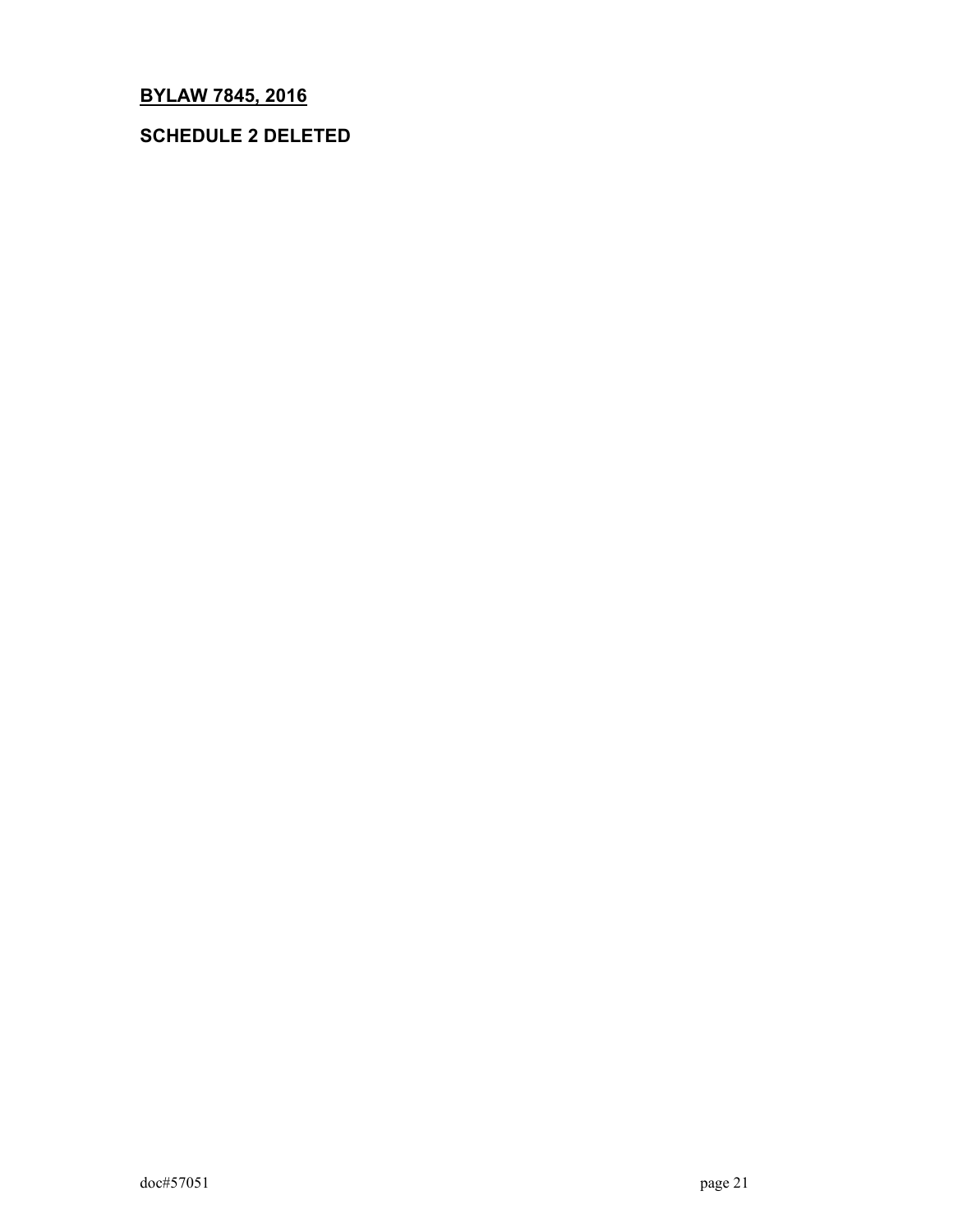**<u>BYLAW 7845, 2016</u>**

**SCHEDULE 2 DELETED**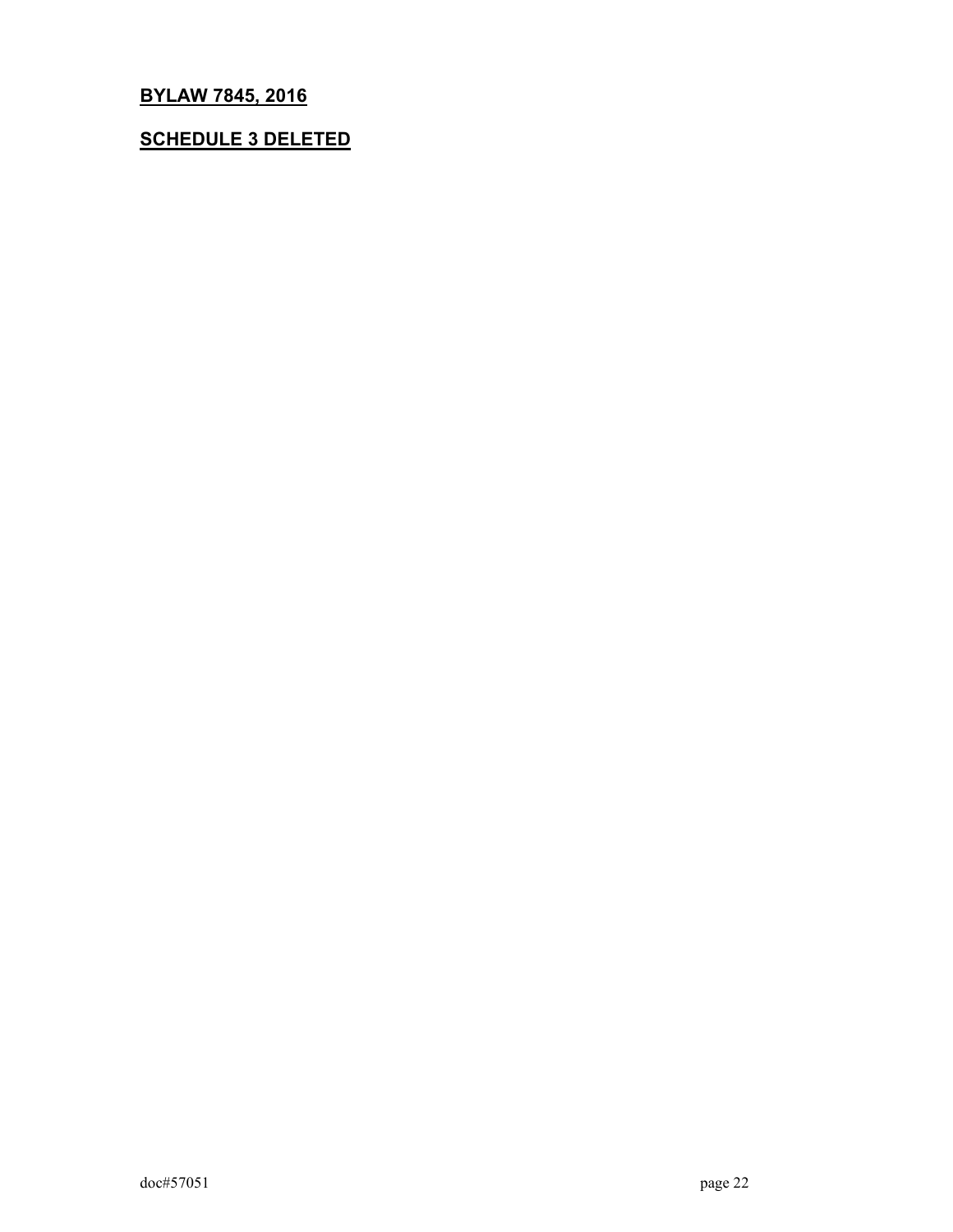**BYLAW 7845, 2016**

**SCHEDULE 3 DELETED**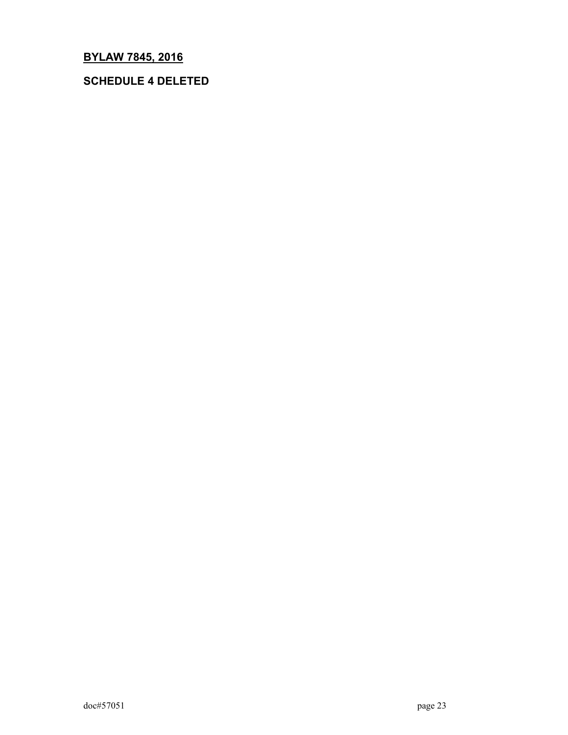**<u>BYLAW 7845, 2016</u>**

**SCHEDULE 4 DELETED**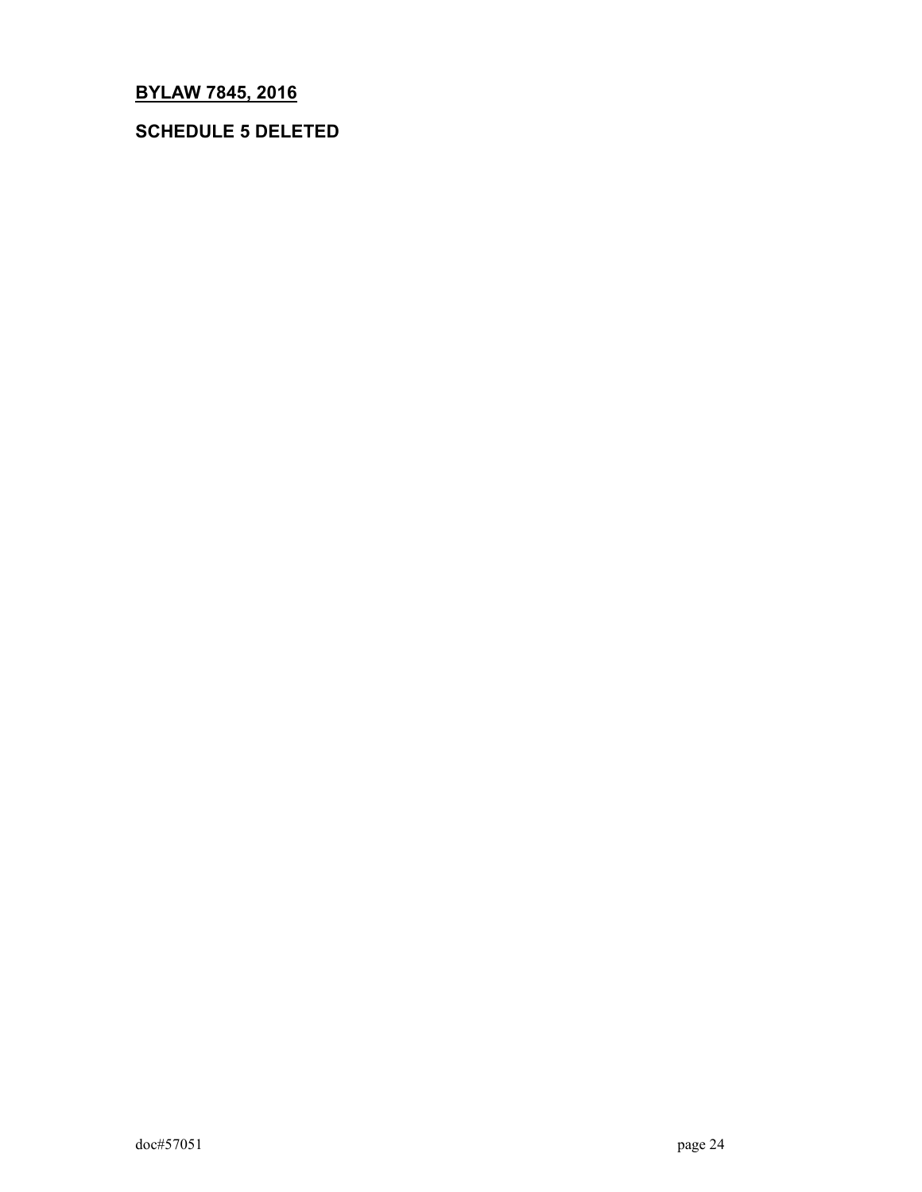**BYLAW 7845, 2016**

**SCHEDULE 5 DELETED**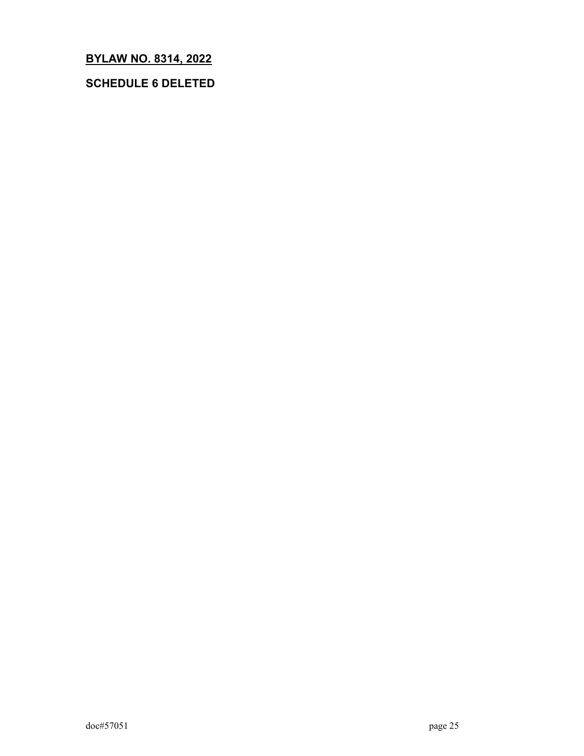**BYLAW NO. 8314, 2022**

**SCHEDULE 6 DELETED**